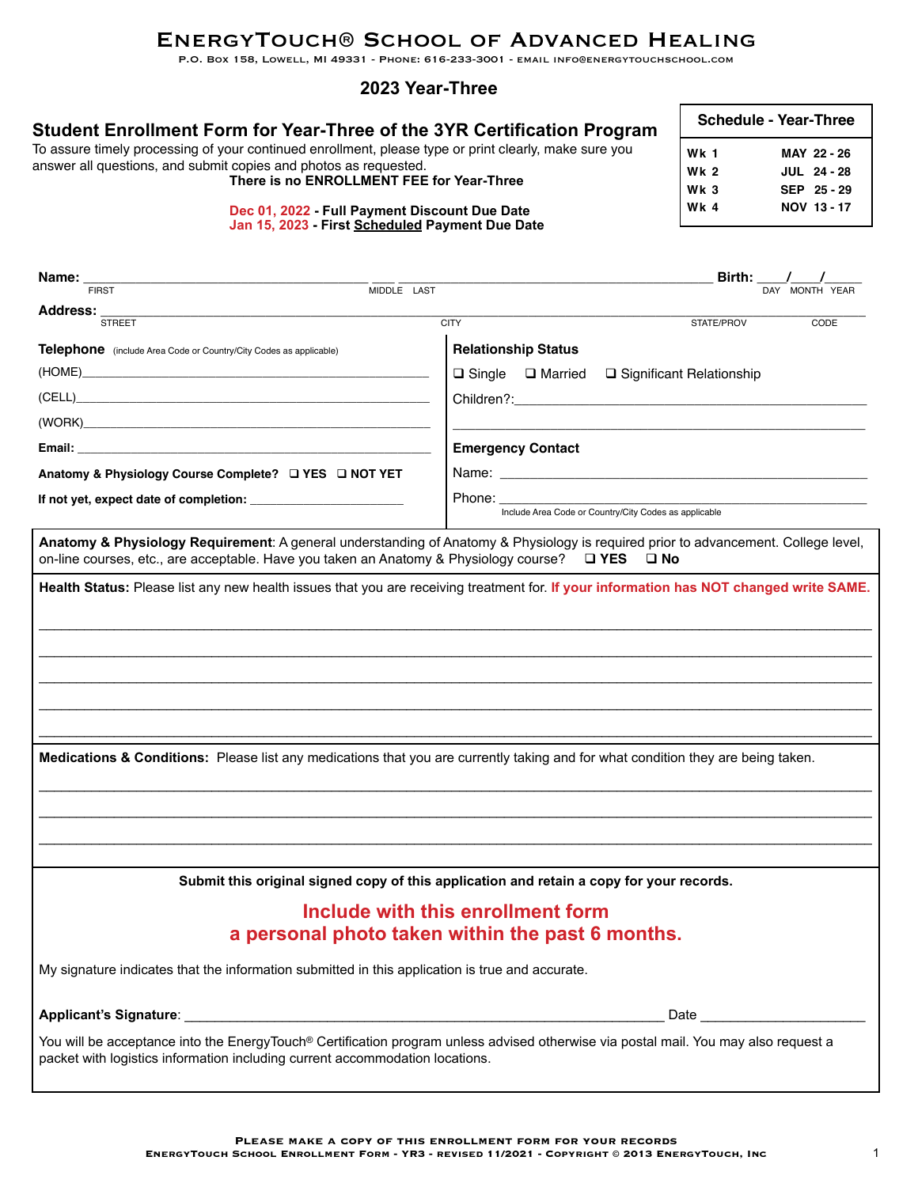# EnergyTouch® School of Advanced Healing

P.O. Box 158, Lowell, MI 49331 - Phone: 616-233-3001 - email info@energytouchschool.com

## 2023 Year-Three

## Student Enrollment Form for Year-Three of the 3YR Certification Program

To assure timely processing of your continued enrollment, please type or print clearly, make sure you answer all questions, and submit copies and photos as requested.

**There is no ENROLLMENT FEE for Year-Three**

**Dec 01, 2022 - Full Payment Discount Due Date**
**Jan 15, 2023 - First Scheduled Payment Due Date**

| Schedule - Year-Three | |
|---|---|
| Wk 1 | MAY 22 - 26 |
| Wk 2 | JUL 24 - 28 |
| Wk 3 | SEP 25 - 29 |
| Wk 4 | NOV 13 - 17 |

**Name:** ______________________ ___ ______________________ **Birth:** ____/____/_____
FIRST MIDDLE LAST DAY MONTH YEAR

**Address:** ____________________________________________
STREET CITY STATE/PROV CODE

**Telephone** (include Area Code or Country/City Codes as applicable)

(HOME)______________________

(CELL)______________________

(WORK)______________________

**Email:** ______________________

**Anatomy & Physiology Course Complete?** ❑ YES ❑ NOT YET

**If not yet, expect date of completion:** ______________________

**Relationship Status**

❑ Single ❑ Married ❑ Significant Relationship

Children?:______________________

**Emergency Contact**

Name: ______________________

Phone: ______________________
Include Area Code or Country/City Codes as applicable

**Anatomy & Physiology Requirement**: A general understanding of Anatomy & Physiology is required prior to advancement. College level, on-line courses, etc., are acceptable. Have you taken an Anatomy & Physiology course? ❑ YES ❑ No

**Health Status:** Please list any new health issues that you are receiving treatment for. **If your information has NOT changed write SAME.**

______________________

**Medications & Conditions:** Please list any medications that you are currently taking and for what condition they are being taken.

______________________

**Submit this original signed copy of this application and retain a copy for your records.**

**Include with this enrollment form a personal photo taken within the past 6 months.**

My signature indicates that the information submitted in this application is true and accurate.

**Applicant's Signature**: ______________________ Date ______________________

You will be acceptance into the EnergyTouch® Certification program unless advised otherwise via postal mail. You may also request a packet with logistics information including current accommodation locations.

Please make a copy of this enrollment form for your records
EnergyTouch School Enrollment Form - YR3 - revised 11/2021 - Copyright © 2013 EnergyTouch, Inc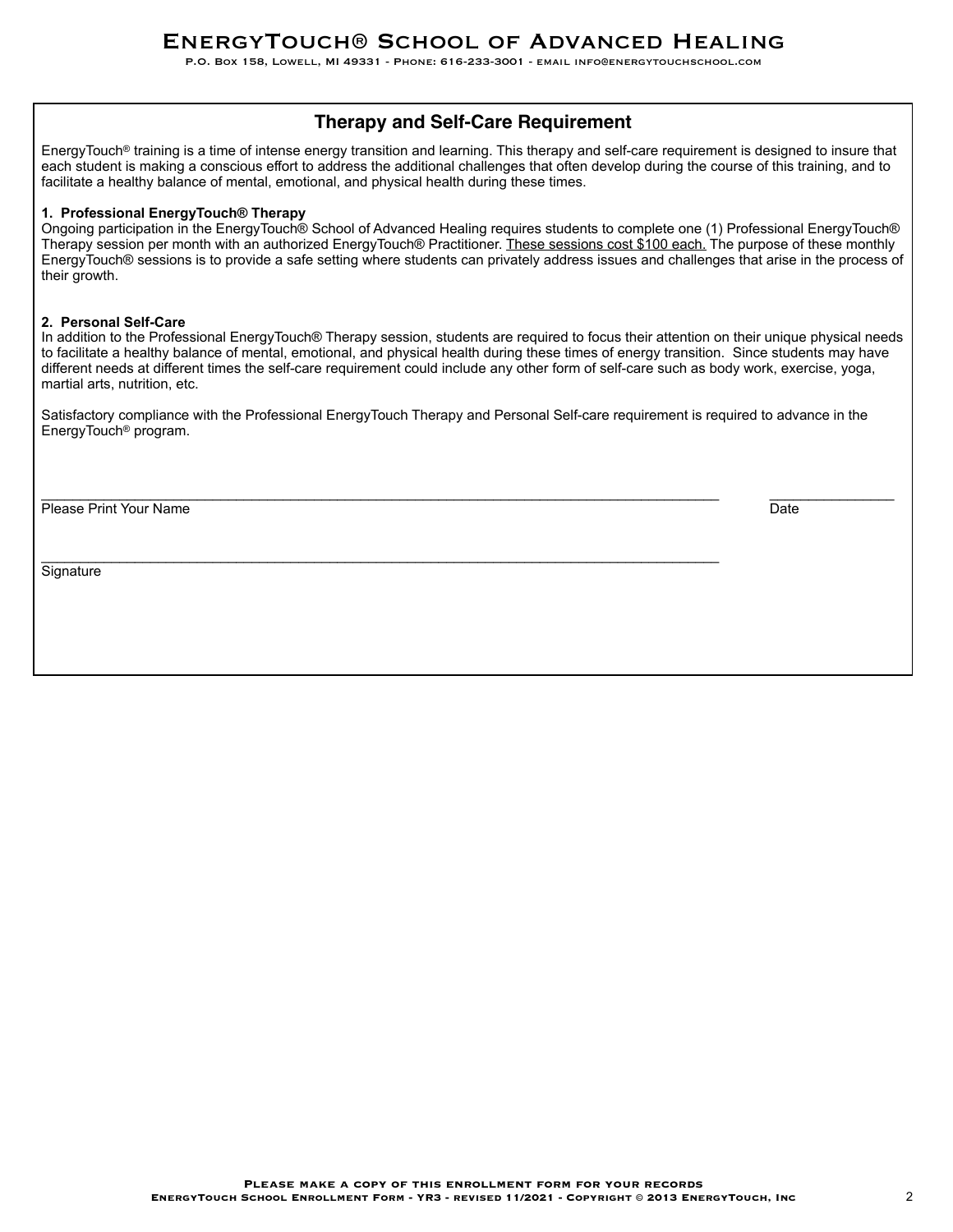## Therapy and Self-Care Requirement

EnergyTouch® training is a time of intense energy transition and learning. This therapy and self-care requirement is designed to insure that each student is making a conscious effort to address the additional challenges that often develop during the course of this training, and to facilitate a healthy balance of mental, emotional, and physical health during these times.

**1. Professional EnergyTouch® Therapy**

Ongoing participation in the EnergyTouch® School of Advanced Healing requires students to complete one (1) Professional EnergyTouch® Therapy session per month with an authorized EnergyTouch® Practitioner. These sessions cost $100 each. The purpose of these monthly EnergyTouch® sessions is to provide a safe setting where students can privately address issues and challenges that arise in the process of their growth.

**2. Personal Self-Care**

In addition to the Professional EnergyTouch® Therapy session, students are required to focus their attention on their unique physical needs to facilitate a healthy balance of mental, emotional, and physical health during these times of energy transition. Since students may have different needs at different times the self-care requirement could include any other form of self-care such as body work, exercise, yoga, martial arts, nutrition, etc.

Satisfactory compliance with the Professional EnergyTouch Therapy and Personal Self-care requirement is required to advance in the EnergyTouch® program.

______________________________________________________________ ________________

Please Print Your Name Date

______________________________________________________________

Signature

**Please make a copy of this enrollment form for your records**

**EnergyTouch School Enrollment Form - YR3 - revised 11/2021 - Copyright © 2013 EnergyTouch, Inc**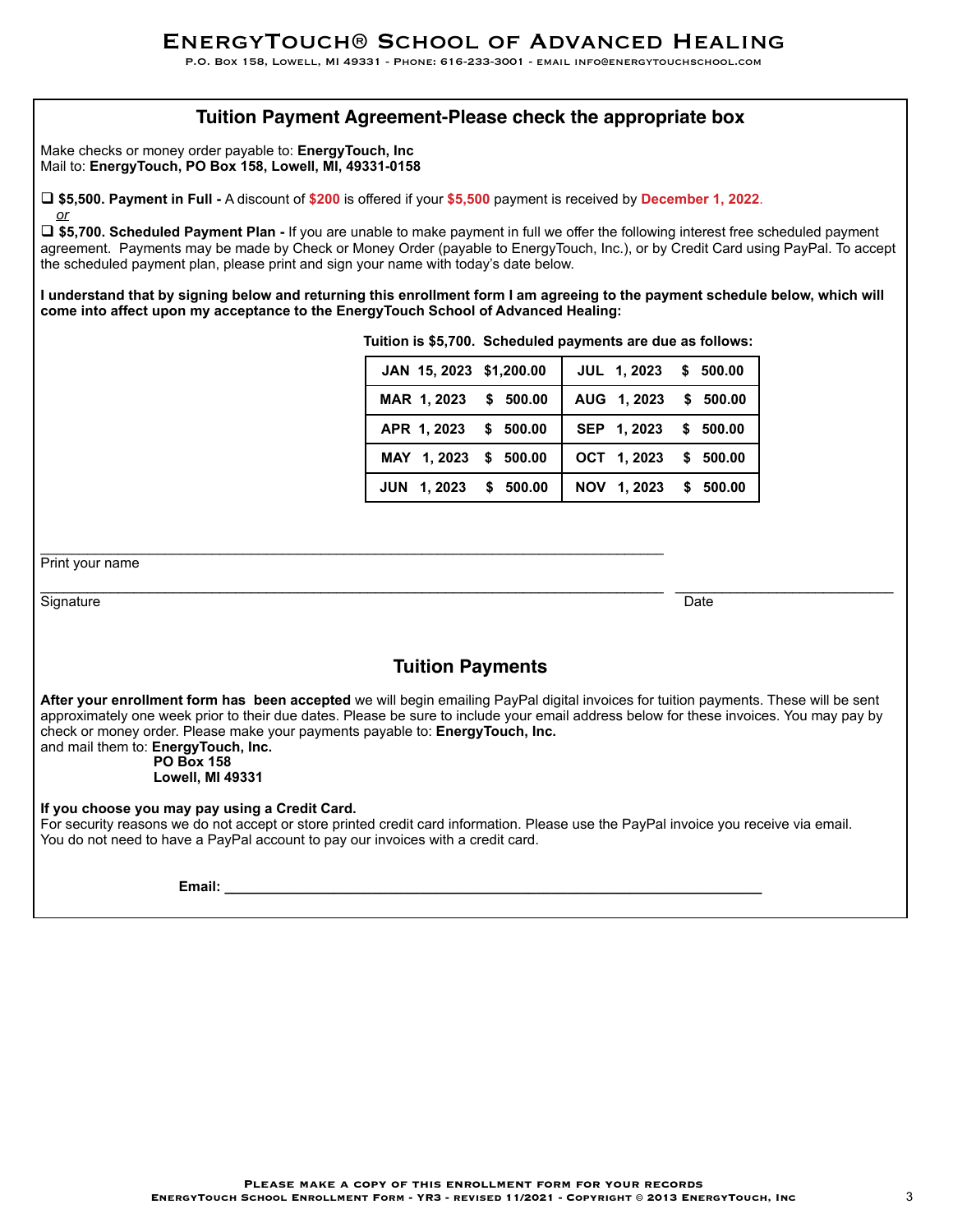# EnergyTouch® School of Advanced Healing

P.O. Box 158, Lowell, MI 49331 - Phone: 616-233-3001 - email info@energytouchschool.com

## Tuition Payment Agreement-Please check the appropriate box

Make checks or money order payable to: **EnergyTouch, Inc**
Mail to: **EnergyTouch, PO Box 158, Lowell, MI, 49331-0158**

❑ **$5,500. Payment in Full -** A discount of **$200** is offered if your **$5,500** payment is received by **December 1, 2022**.
*or*
❑ **$5,700. Scheduled Payment Plan -** If you are unable to make payment in full we offer the following interest free scheduled payment agreement. Payments may be made by Check or Money Order (payable to EnergyTouch, Inc.), or by Credit Card using PayPal. To accept the scheduled payment plan, please print and sign your name with today's date below.

**I understand that by signing below and returning this enrollment form I am agreeing to the payment schedule below, which will come into affect upon my acceptance to the EnergyTouch School of Advanced Healing:**

**Tuition is $5,700. Scheduled payments are due as follows:**

| | | | |
|---|---|---|---|
| JAN 15, 2023 | $1,200.00 | JUL 1, 2023 | $ 500.00 |
| MAR 1, 2023 | $ 500.00 | AUG 1, 2023 | $ 500.00 |
| APR 1, 2023 | $ 500.00 | SEP 1, 2023 | $ 500.00 |
| MAY 1, 2023 | $ 500.00 | OCT 1, 2023 | $ 500.00 |
| JUN 1, 2023 | $ 500.00 | NOV 1, 2023 | $ 500.00 |

______________________________________________
Print your name

______________________________________________ ____________________
Signature Date

## Tuition Payments

**After your enrollment form has been accepted** we will begin emailing PayPal digital invoices for tuition payments. These will be sent approximately one week prior to their due dates. Please be sure to include your email address below for these invoices. You may pay by check or money order. Please make your payments payable to: **EnergyTouch, Inc.**
and mail them to: **EnergyTouch, Inc.**
**PO Box 158**
**Lowell, MI 49331**

**If you choose you may pay using a Credit Card.**
For security reasons we do not accept or store printed credit card information. Please use the PayPal invoice you receive via email. You do not need to have a PayPal account to pay our invoices with a credit card.

**Email:** ______________________________________________

Please make a copy of this enrollment form for your records
EnergyTouch School Enrollment Form - YR3 - revised 11/2021 - Copyright © 2013 EnergyTouch, Inc